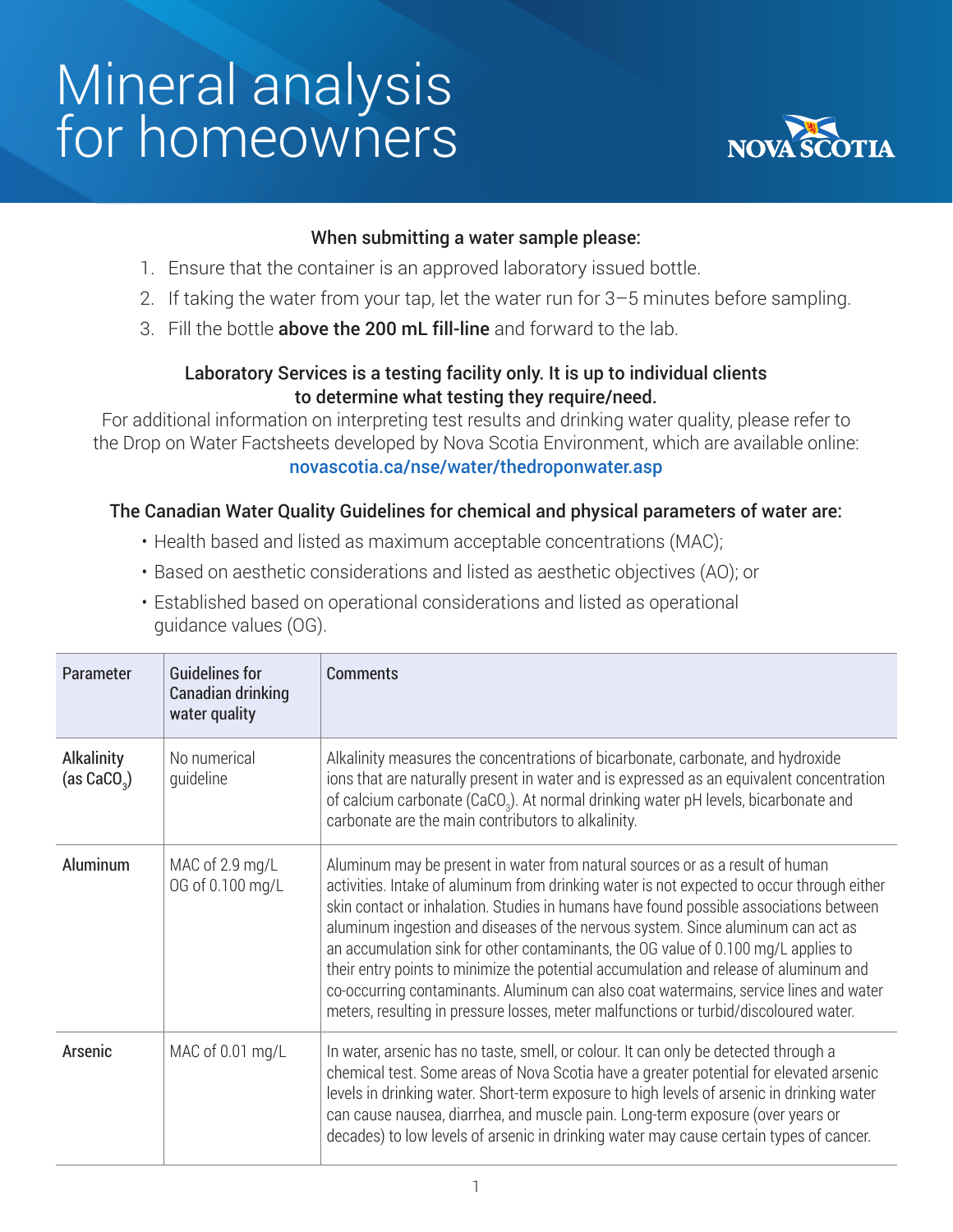# Mineral analysis for homeowners

NOVA SCOTIA

**When submitting a water sample please:**

1. Ensure that the container is an approved laboratory issued bottle.
2. If taking the water from your tap, let the water run for 3–5 minutes before sampling.
3. Fill the bottle **above the 200 mL fill-line** and forward to the lab.

**Laboratory Services is a testing facility only. It is up to individual clients to determine what testing they require/need.**

For additional information on interpreting test results and drinking water quality, please refer to the Drop on Water Factsheets developed by Nova Scotia Environment, which are available online: novascotia.ca/nse/water/thedroponwater.asp

**The Canadian Water Quality Guidelines for chemical and physical parameters of water are:**

- Health based and listed as maximum acceptable concentrations (MAC);
- Based on aesthetic considerations and listed as aesthetic objectives (AO); or
- Established based on operational considerations and listed as operational guidance values (OG).

| Parameter | Guidelines for Canadian drinking water quality | Comments |
|---|---|---|
| Alkalinity (as $CaCO_3$) | No numerical guideline | Alkalinity measures the concentrations of bicarbonate, carbonate, and hydroxide ions that are naturally present in water and is expressed as an equivalent concentration of calcium carbonate ($CaCO_3$). At normal drinking water pH levels, bicarbonate and carbonate are the main contributors to alkalinity. |
| Aluminum | MAC of 2.9 mg/L<br>OG of 0.100 mg/L | Aluminum may be present in water from natural sources or as a result of human activities. Intake of aluminum from drinking water is not expected to occur through either skin contact or inhalation. Studies in humans have found possible associations between aluminum ingestion and diseases of the nervous system. Since aluminum can act as an accumulation sink for other contaminants, the OG value of 0.100 mg/L applies to their entry points to minimize the potential accumulation and release of aluminum and co-occurring contaminants. Aluminum can also coat watermains, service lines and water meters, resulting in pressure losses, meter malfunctions or turbid/discoloured water. |
| Arsenic | MAC of 0.01 mg/L | In water, arsenic has no taste, smell, or colour. It can only be detected through a chemical test. Some areas of Nova Scotia have a greater potential for elevated arsenic levels in drinking water. Short-term exposure to high levels of arsenic in drinking water can cause nausea, diarrhea, and muscle pain. Long-term exposure (over years or decades) to low levels of arsenic in drinking water may cause certain types of cancer. |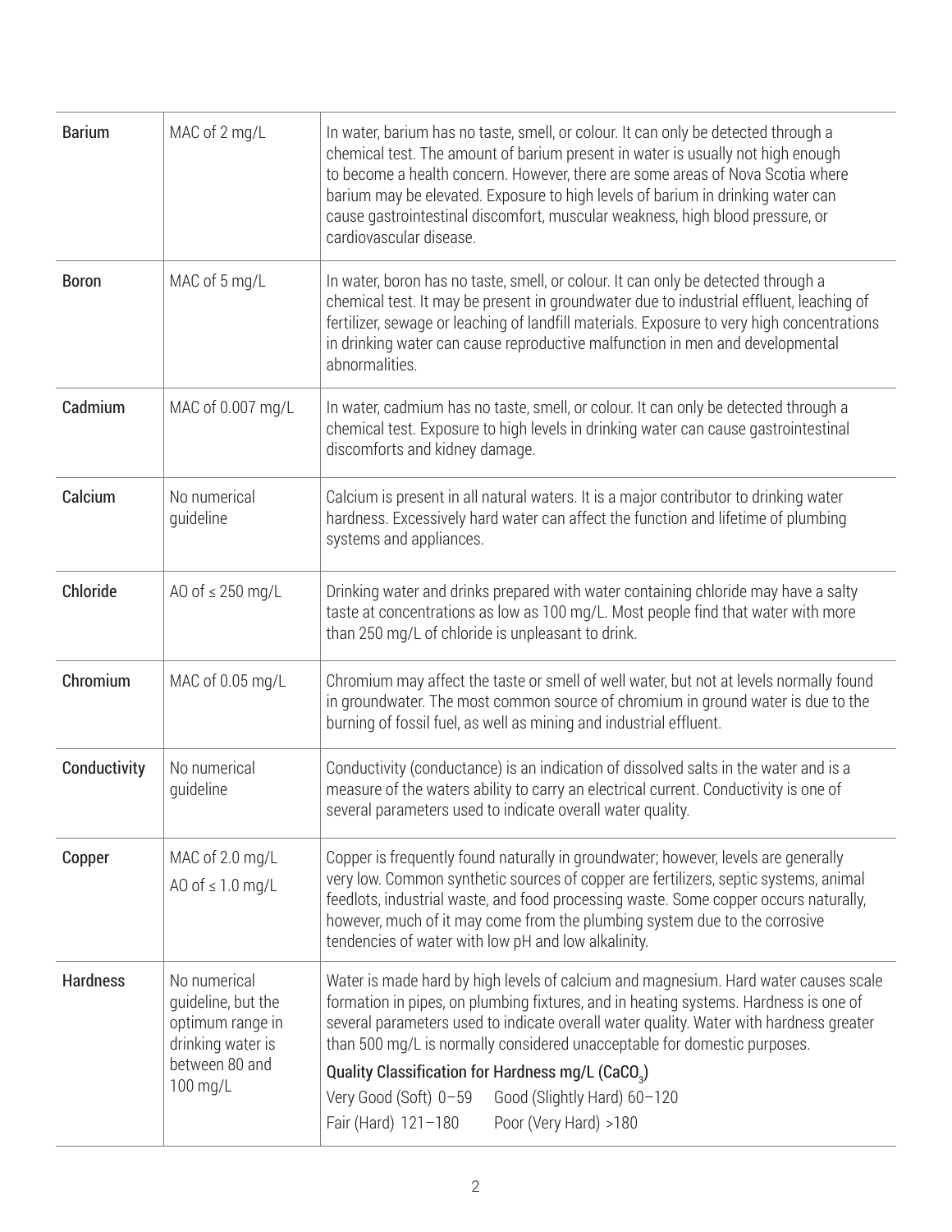| | | |
|---|---|---|
| Barium | MAC of 2 mg/L | In water, barium has no taste, smell, or colour. It can only be detected through a chemical test. The amount of barium present in water is usually not high enough to become a health concern. However, there are some areas of Nova Scotia where barium may be elevated. Exposure to high levels of barium in drinking water can cause gastrointestinal discomfort, muscular weakness, high blood pressure, or cardiovascular disease. |
| Boron | MAC of 5 mg/L | In water, boron has no taste, smell, or colour. It can only be detected through a chemical test. It may be present in groundwater due to industrial effluent, leaching of fertilizer, sewage or leaching of landfill materials. Exposure to very high concentrations in drinking water can cause reproductive malfunction in men and developmental abnormalities. |
| Cadmium | MAC of 0.007 mg/L | In water, cadmium has no taste, smell, or colour. It can only be detected through a chemical test. Exposure to high levels in drinking water can cause gastrointestinal discomforts and kidney damage. |
| Calcium | No numerical guideline | Calcium is present in all natural waters. It is a major contributor to drinking water hardness. Excessively hard water can affect the function and lifetime of plumbing systems and appliances. |
| Chloride | AO of ≤ 250 mg/L | Drinking water and drinks prepared with water containing chloride may have a salty taste at concentrations as low as 100 mg/L. Most people find that water with more than 250 mg/L of chloride is unpleasant to drink. |
| Chromium | MAC of 0.05 mg/L | Chromium may affect the taste or smell of well water, but not at levels normally found in groundwater. The most common source of chromium in ground water is due to the burning of fossil fuel, as well as mining and industrial effluent. |
| Conductivity | No numerical guideline | Conductivity (conductance) is an indication of dissolved salts in the water and is a measure of the waters ability to carry an electrical current. Conductivity is one of several parameters used to indicate overall water quality. |
| Copper | MAC of 2.0 mg/L<br>AO of ≤ 1.0 mg/L | Copper is frequently found naturally in groundwater; however, levels are generally very low. Common synthetic sources of copper are fertilizers, septic systems, animal feedlots, industrial waste, and food processing waste. Some copper occurs naturally, however, much of it may come from the plumbing system due to the corrosive tendencies of water with low pH and low alkalinity. |
| Hardness | No numerical guideline, but the optimum range in drinking water is between 80 and 100 mg/L | Water is made hard by high levels of calcium and magnesium. Hard water causes scale formation in pipes, on plumbing fixtures, and in heating systems. Hardness is one of several parameters used to indicate overall water quality. Water with hardness greater than 500 mg/L is normally considered unacceptable for domestic purposes.<br>**Quality Classification for Hardness mg/L ($CaCO_3$)**<br>Very Good (Soft) 0–59 Good (Slightly Hard) 60–120<br>Fair (Hard) 121–180 Poor (Very Hard) >180 |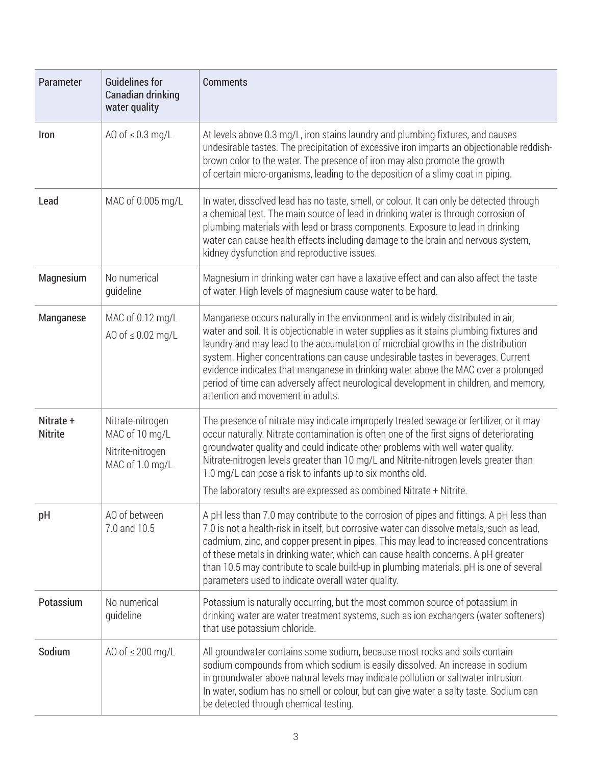| Parameter | Guidelines for Canadian drinking water quality | Comments |
| --- | --- | --- |
| **Iron** | AO of ≤ 0.3 mg/L | At levels above 0.3 mg/L, iron stains laundry and plumbing fixtures, and causes undesirable tastes. The precipitation of excessive iron imparts an objectionable reddish-brown color to the water. The presence of iron may also promote the growth of certain micro-organisms, leading to the deposition of a slimy coat in piping. |
| **Lead** | MAC of 0.005 mg/L | In water, dissolved lead has no taste, smell, or colour. It can only be detected through a chemical test. The main source of lead in drinking water is through corrosion of plumbing materials with lead or brass components. Exposure to lead in drinking water can cause health effects including damage to the brain and nervous system, kidney dysfunction and reproductive issues. |
| **Magnesium** | No numerical guideline | Magnesium in drinking water can have a laxative effect and can also affect the taste of water. High levels of magnesium cause water to be hard. |
| **Manganese** | MAC of 0.12 mg/L<br>AO of ≤ 0.02 mg/L | Manganese occurs naturally in the environment and is widely distributed in air, water and soil. It is objectionable in water supplies as it stains plumbing fixtures and laundry and may lead to the accumulation of microbial growths in the distribution system. Higher concentrations can cause undesirable tastes in beverages. Current evidence indicates that manganese in drinking water above the MAC over a prolonged period of time can adversely affect neurological development in children, and memory, attention and movement in adults. |
| **Nitrate + Nitrite** | Nitrate-nitrogen MAC of 10 mg/L<br>Nitrite-nitrogen MAC of 1.0 mg/L | The presence of nitrate may indicate improperly treated sewage or fertilizer, or it may occur naturally. Nitrate contamination is often one of the first signs of deteriorating groundwater quality and could indicate other problems with well water quality. Nitrate-nitrogen levels greater than 10 mg/L and Nitrite-nitrogen levels greater than 1.0 mg/L can pose a risk to infants up to six months old.<br>The laboratory results are expressed as combined Nitrate + Nitrite. |
| **pH** | AO of between 7.0 and 10.5 | A pH less than 7.0 may contribute to the corrosion of pipes and fittings. A pH less than 7.0 is not a health-risk in itself, but corrosive water can dissolve metals, such as lead, cadmium, zinc, and copper present in pipes. This may lead to increased concentrations of these metals in drinking water, which can cause health concerns. A pH greater than 10.5 may contribute to scale build-up in plumbing materials. pH is one of several parameters used to indicate overall water quality. |
| **Potassium** | No numerical guideline | Potassium is naturally occurring, but the most common source of potassium in drinking water are water treatment systems, such as ion exchangers (water softeners) that use potassium chloride. |
| **Sodium** | AO of ≤ 200 mg/L | All groundwater contains some sodium, because most rocks and soils contain sodium compounds from which sodium is easily dissolved. An increase in sodium in groundwater above natural levels may indicate pollution or saltwater intrusion. In water, sodium has no smell or colour, but can give water a salty taste. Sodium can be detected through chemical testing. |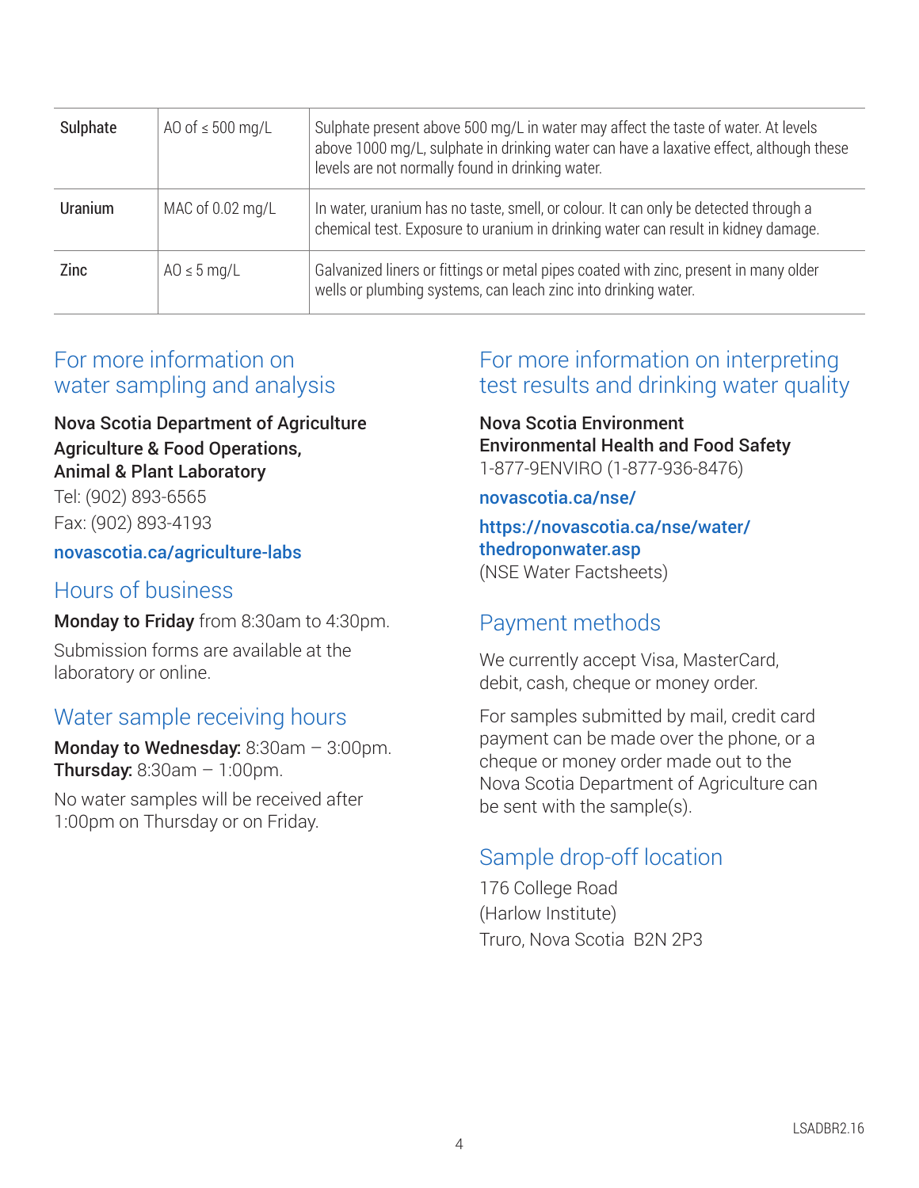| | | |
|---|---|---|
| Sulphate | AO of ≤ 500 mg/L | Sulphate present above 500 mg/L in water may affect the taste of water. At levels above 1000 mg/L, sulphate in drinking water can have a laxative effect, although these levels are not normally found in drinking water. |
| Uranium | MAC of 0.02 mg/L | In water, uranium has no taste, smell, or colour. It can only be detected through a chemical test. Exposure to uranium in drinking water can result in kidney damage. |
| Zinc | AO ≤ 5 mg/L | Galvanized liners or fittings or metal pipes coated with zinc, present in many older wells or plumbing systems, can leach zinc into drinking water. |

## For more information on water sampling and analysis

**Nova Scotia Department of Agriculture**
**Agriculture & Food Operations,**
**Animal & Plant Laboratory**
Tel: (902) 893-6565
Fax: (902) 893-4193

**novascotia.ca/agriculture-labs**

## Hours of business

**Monday to Friday** from 8:30am to 4:30pm.

Submission forms are available at the laboratory or online.

## Water sample receiving hours

**Monday to Wednesday:** 8:30am – 3:00pm.
**Thursday:** 8:30am – 1:00pm.

No water samples will be received after 1:00pm on Thursday or on Friday.

## For more information on interpreting test results and drinking water quality

**Nova Scotia Environment**
**Environmental Health and Food Safety**
1-877-9ENVIRO (1-877-936-8476)

**novascotia.ca/nse/**

**https://novascotia.ca/nse/water/thedroponwater.asp**
(NSE Water Factsheets)

## Payment methods

We currently accept Visa, MasterCard, debit, cash, cheque or money order.

For samples submitted by mail, credit card payment can be made over the phone, or a cheque or money order made out to the Nova Scotia Department of Agriculture can be sent with the sample(s).

## Sample drop-off location

176 College Road
(Harlow Institute)
Truro, Nova Scotia B2N 2P3

LSADBR2.16